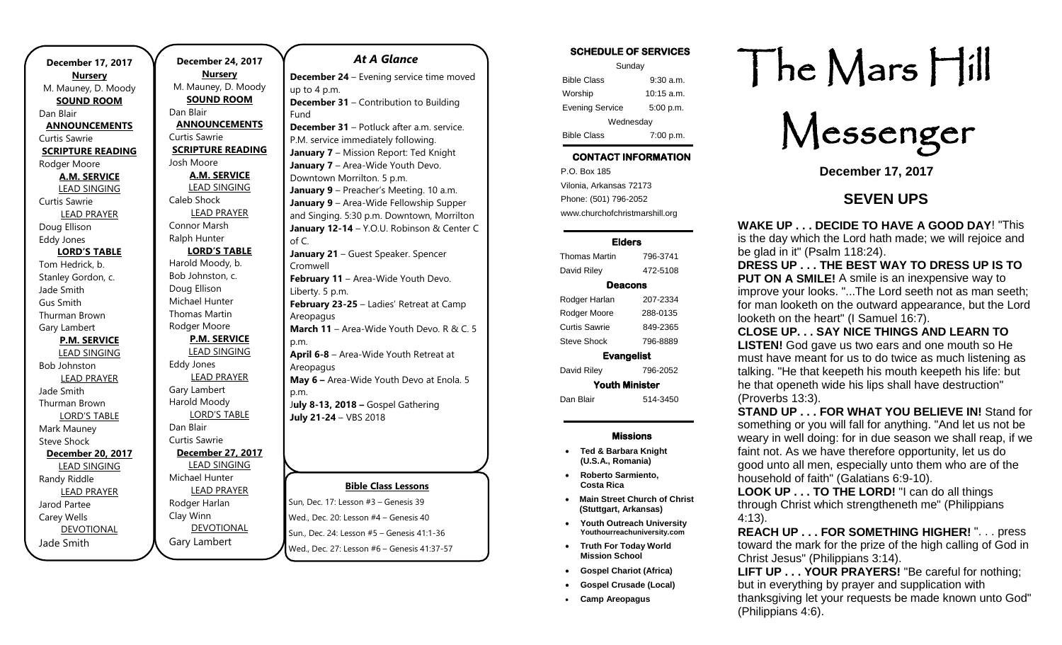**December 17, 2017**

**Nursery**

M. Mauney, D. Moody

**SOUND ROOM**

Dan Blair

**ANNOUNCEMENTS**

Curtis Sawrie

**SCRIPTURE READING**

Rodger Moore

**A.M. SERVICE**

LEAD SINGING

Curtis Sawrie

LEAD PRAYER

Doug Ellison

Eddy Jones

**LORD'S TABLE**

Tom Hedrick, b.

Stanley Gordon, c.

Jade Smith

Gus Smith

Thurman Brown

Gary Lambert

**P.M. SERVICE**

LEAD SINGING

Bob Johnston

LEAD PRAYER

Jade Smith

Thurman Brown

LORD'S TABLE

Mark Mauney

Steve Shock

**December 20, 2017**

LEAD SINGING

Randy Riddle

LEAD PRAYER

Jarod Partee

Carey Wells

DEVOTIONAL

Jade Smith

**December 24, 2017**

**Nursery**

M. Mauney, D. Moody

**SOUND ROOM**

Dan Blair

**ANNOUNCEMENTS**

Curtis Sawrie

**SCRIPTURE READING**

Josh Moore

**A.M. SERVICE**

LEAD SINGING

Caleb Shock

LEAD PRAYER

Connor Marsh

Ralph Hunter

**LORD'S TABLE**

Harold Moody, b.

Bob Johnston, c.

Doug Ellison

Michael Hunter

Thomas Martin

Rodger Moore

**P.M. SERVICE**

LEAD SINGING

Eddy Jones

LEAD PRAYER

Gary Lambert

Harold Moody

LORD'S TABLE

Dan Blair

Curtis Sawrie

**December 27, 2017**

LEAD SINGING

Michael Hunter

LEAD PRAYER

Rodger Harlan

Clay Winn

DEVOTIONAL

Gary Lambert

## *At A Glance*

**December 24** – Evening service time moved up to 4 p.m.

**December 31** – Contribution to Building Fund

**December 31** – Potluck after a.m. service. P.M. service immediately following.

**January 7** – Mission Report: Ted Knight

**January 7** – Area-Wide Youth Devo. Downtown Morrilton. 5 p.m.

**January 9** – Preacher's Meeting. 10 a.m.

**January 9** – Area-Wide Fellowship Supper and Singing. 5:30 p.m. Downtown, Morrilton

**January 12-14** – Y.O.U. Robinson & Center C of C.

**January 21** – Guest Speaker. Spencer Cromwell

**February 11** – Area-Wide Youth Devo. Liberty. 5 p.m.

**February 23-25** – Ladies' Retreat at Camp Areopagus

**March 11** – Area-Wide Youth Devo. R & C. 5 p.m.

**April 6-8** – Area-Wide Youth Retreat at Areopagus

**May 6 –** Area-Wide Youth Devo at Enola. 5 p.m.

**July 8-13, 2018 –** Gospel Gathering

**July 21-24** – VBS 2018

**Bible Class Lessons**

Sun, Dec. 17: Lesson #3 – Genesis 39

Wed., Dec. 20: Lesson #4 – Genesis 40

Sun., Dec. 24: Lesson #5 – Genesis 41:1-36

Wed., Dec. 27: Lesson #6 – Genesis 41:37-57

**SCHEDULE OF SERVICES**

| Sunday | |
|---|---|
| Bible Class | 9:30 a.m. |
| Worship | 10:15 a.m. |
| Evening Service | 5:00 p.m. |
| Wednesday | |
| Bible Class | 7:00 p.m. |

**CONTACT INFORMATION**

P.O. Box 185
Vilonia, Arkansas 72173
Phone: (501) 796-2052
www.churchofchristmarshill.org

**Elders**

| | |
|---|---|
| Thomas Martin | 796-3741 |
| David Riley | 472-5108 |

**Deacons**

| | |
|---|---|
| Rodger Harlan | 207-2334 |
| Rodger Moore | 288-0135 |
| Curtis Sawrie | 849-2365 |
| Steve Shock | 796-8889 |

**Evangelist**

| | |
|---|---|
| David Riley | 796-2052 |

**Youth Minister**

| | |
|---|---|
| Dan Blair | 514-3450 |

**Missions**

- **Ted & Barbara Knight (U.S.A., Romania)**
- **Roberto Sarmiento, Costa Rica**
- **Main Street Church of Christ (Stuttgart, Arkansas)**
- **Youth Outreach University Youthourreachuniversity.com**
- **Truth For Today World Mission School**
- **Gospel Chariot (Africa)**
- **Gospel Crusade (Local)**
- **Camp Areopagus**

# The Mars Hill Messenger

**December 17, 2017**

## SEVEN UPS

**WAKE UP . . . DECIDE TO HAVE A GOOD DAY**! "This is the day which the Lord hath made; we will rejoice and be glad in it" (Psalm 118:24).

**DRESS UP . . . THE BEST WAY TO DRESS UP IS TO PUT ON A SMILE!** A smile is an inexpensive way to improve your looks. "...The Lord seeth not as man seeth; for man looketh on the outward appearance, but the Lord looketh on the heart" (I Samuel 16:7).

**CLOSE UP. . . SAY NICE THINGS AND LEARN TO LISTEN!** God gave us two ears and one mouth so He must have meant for us to do twice as much listening as talking. "He that keepeth his mouth keepeth his life: but he that openeth wide his lips shall have destruction" (Proverbs 13:3).

**STAND UP . . . FOR WHAT YOU BELIEVE IN!** Stand for something or you will fall for anything. "And let us not be weary in well doing: for in due season we shall reap, if we faint not. As we have therefore opportunity, let us do good unto all men, especially unto them who are of the household of faith" (Galatians 6:9-10).

**LOOK UP . . . TO THE LORD!** "I can do all things through Christ which strengtheneth me" (Philippians 4:13).

**REACH UP . . . FOR SOMETHING HIGHER!** ". . . press toward the mark for the prize of the high calling of God in Christ Jesus" (Philippians 3:14).

**LIFT UP . . . YOUR PRAYERS!** "Be careful for nothing; but in everything by prayer and supplication with thanksgiving let your requests be made known unto God" (Philippians 4:6).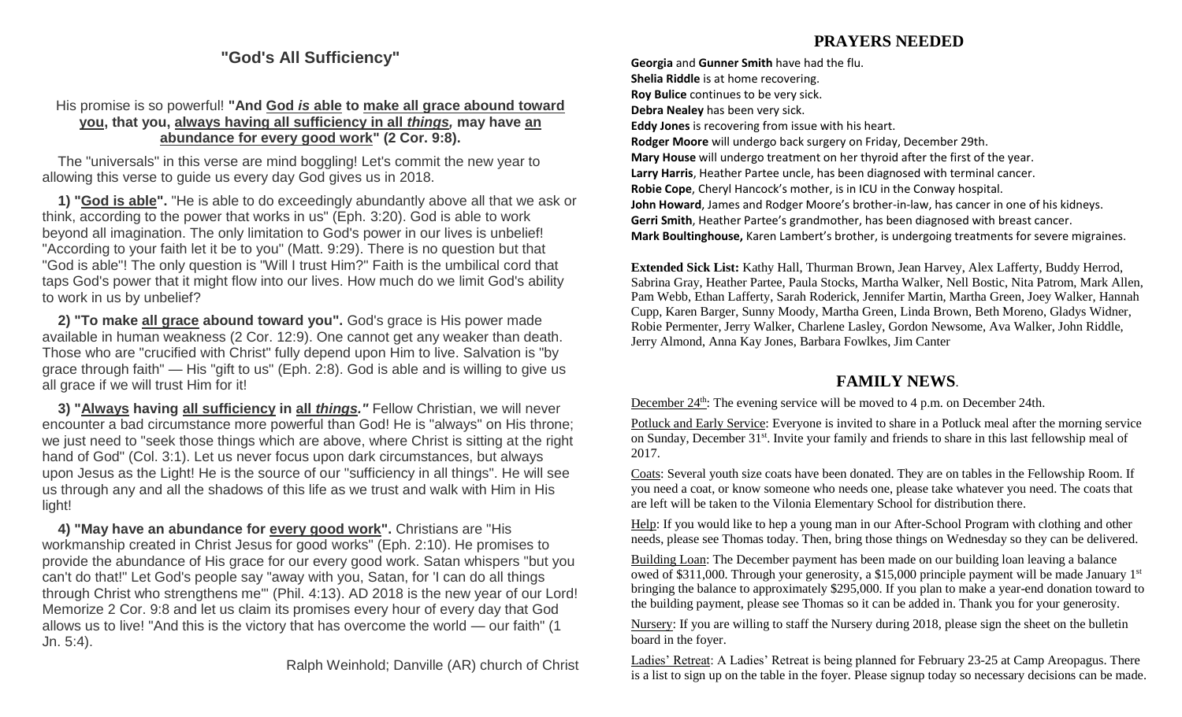## "God's All Sufficiency"

His promise is so powerful! **"And <u>God *is* able</u> to <u>make all grace abound toward you</u>, that you, <u>always having all sufficiency in all *things*</u>, may have <u>an abundance for every good work</u>" (2 Cor. 9:8).**

The "universals" in this verse are mind boggling! Let's commit the new year to allowing this verse to guide us every day God gives us in 2018.

**1) "<u>God is able</u>".** "He is able to do exceedingly abundantly above all that we ask or think, according to the power that works in us" (Eph. 3:20). God is able to work beyond all imagination. The only limitation to God's power in our lives is unbelief! "According to your faith let it be to you" (Matt. 9:29). There is no question but that "God is able"! The only question is "Will I trust Him?" Faith is the umbilical cord that taps God's power that it might flow into our lives. How much do we limit God's ability to work in us by unbelief?

**2) "To make <u>all grace</u> abound toward you".** God's grace is His power made available in human weakness (2 Cor. 12:9). One cannot get any weaker than death. Those who are "crucified with Christ" fully depend upon Him to live. Salvation is "by grace through faith" — His "gift to us" (Eph. 2:8). God is able and is willing to give us all grace if we will trust Him for it!

**3) "<u>Always</u> having <u>all sufficiency</u> in <u>all *things*</u>."** Fellow Christian, we will never encounter a bad circumstance more powerful than God! He is "always" on His throne; we just need to "seek those things which are above, where Christ is sitting at the right hand of God" (Col. 3:1). Let us never focus upon dark circumstances, but always upon Jesus as the Light! He is the source of our "sufficiency in all things". He will see us through any and all the shadows of this life as we trust and walk with Him in His light!

**4) "May have an abundance for <u>every good work</u>".** Christians are "His workmanship created in Christ Jesus for good works" (Eph. 2:10). He promises to provide the abundance of His grace for our every good work. Satan whispers "but you can't do that!" Let God's people say "away with you, Satan, for 'I can do all things through Christ who strengthens me'" (Phil. 4:13). AD 2018 is the new year of our Lord! Memorize 2 Cor. 9:8 and let us claim its promises every hour of every day that God allows us to live! "And this is the victory that has overcome the world — our faith" (1 Jn. 5:4).

Ralph Weinhold; Danville (AR) church of Christ

## PRAYERS NEEDED

**Georgia** and **Gunner Smith** have had the flu.
**Shelia Riddle** is at home recovering.
**Roy Bulice** continues to be very sick.
**Debra Nealey** has been very sick.
**Eddy Jones** is recovering from issue with his heart.
**Rodger Moore** will undergo back surgery on Friday, December 29th.
**Mary House** will undergo treatment on her thyroid after the first of the year.
**Larry Harris**, Heather Partee uncle, has been diagnosed with terminal cancer.
**Robie Cope**, Cheryl Hancock's mother, is in ICU in the Conway hospital.
**John Howard**, James and Rodger Moore's brother-in-law, has cancer in one of his kidneys.
**Gerri Smith**, Heather Partee's grandmother, has been diagnosed with breast cancer.
**Mark Boultinghouse,** Karen Lambert's brother, is undergoing treatments for severe migraines.

**Extended Sick List:** Kathy Hall, Thurman Brown, Jean Harvey, Alex Lafferty, Buddy Herrod, Sabrina Gray, Heather Partee, Paula Stocks, Martha Walker, Nell Bostic, Nita Patrom, Mark Allen, Pam Webb, Ethan Lafferty, Sarah Roderick, Jennifer Martin, Martha Green, Joey Walker, Hannah Cupp, Karen Barger, Sunny Moody, Martha Green, Linda Brown, Beth Moreno, Gladys Widner, Robie Permenter, Jerry Walker, Charlene Lasley, Gordon Newsome, Ava Walker, John Riddle, Jerry Almond, Anna Kay Jones, Barbara Fowlkes, Jim Canter

## FAMILY NEWS.

<u>December 24th</u>: The evening service will be moved to 4 p.m. on December 24th.

<u>Potluck and Early Service</u>: Everyone is invited to share in a Potluck meal after the morning service on Sunday, December 31st. Invite your family and friends to share in this last fellowship meal of 2017.

<u>Coats</u>: Several youth size coats have been donated. They are on tables in the Fellowship Room. If you need a coat, or know someone who needs one, please take whatever you need. The coats that are left will be taken to the Vilonia Elementary School for distribution there.

<u>Help</u>: If you would like to hep a young man in our After-School Program with clothing and other needs, please see Thomas today. Then, bring those things on Wednesday so they can be delivered.

<u>Building Loan</u>: The December payment has been made on our building loan leaving a balance owed of $311,000. Through your generosity, a $15,000 principle payment will be made January 1st bringing the balance to approximately $295,000. If you plan to make a year-end donation toward to the building payment, please see Thomas so it can be added in. Thank you for your generosity.

<u>Nursery</u>: If you are willing to staff the Nursery during 2018, please sign the sheet on the bulletin board in the foyer.

<u>Ladies' Retreat</u>: A Ladies' Retreat is being planned for February 23-25 at Camp Areopagus. There is a list to sign up on the table in the foyer. Please signup today so necessary decisions can be made.